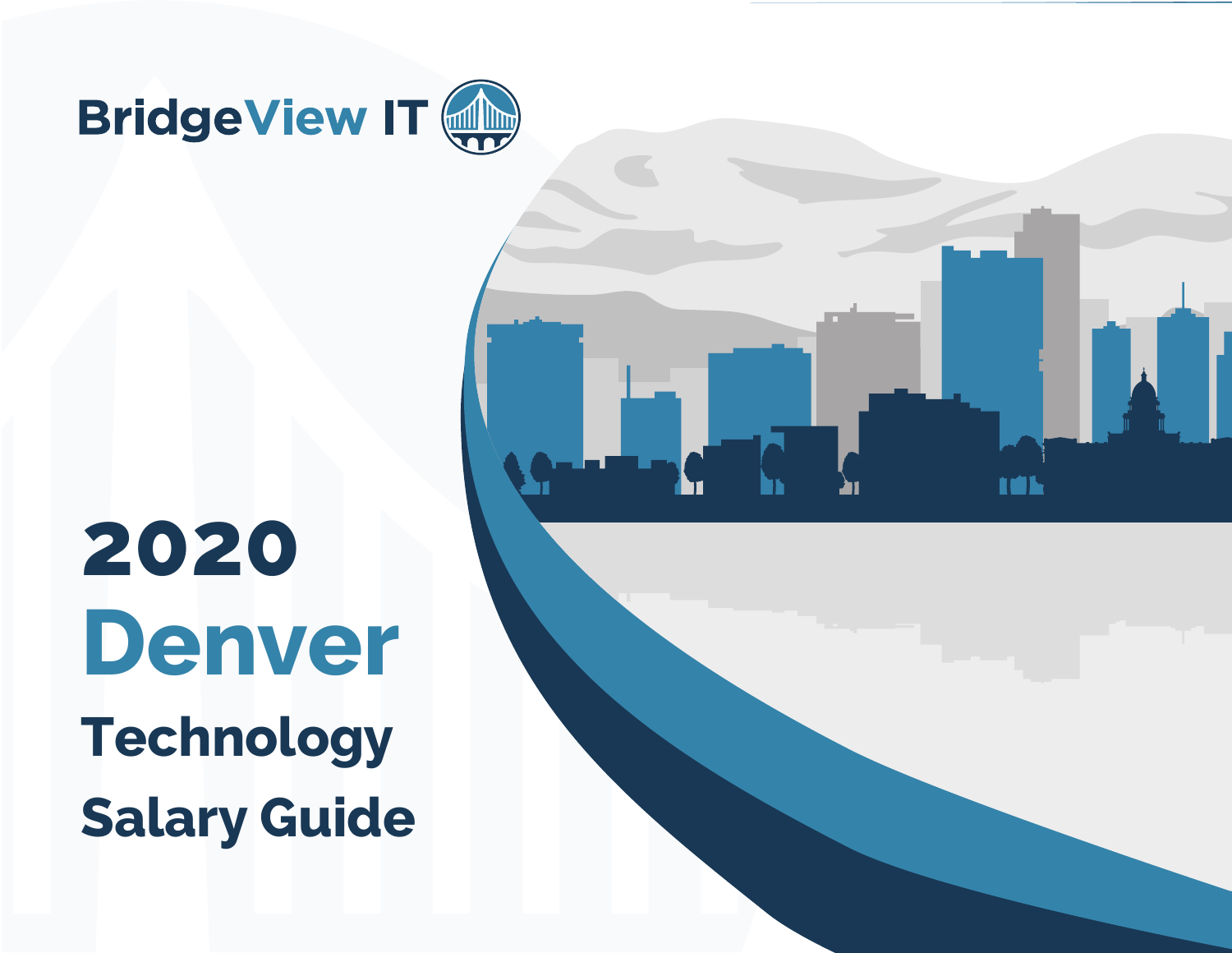BridgeView IT

# 2020 Denver Technology Salary Guide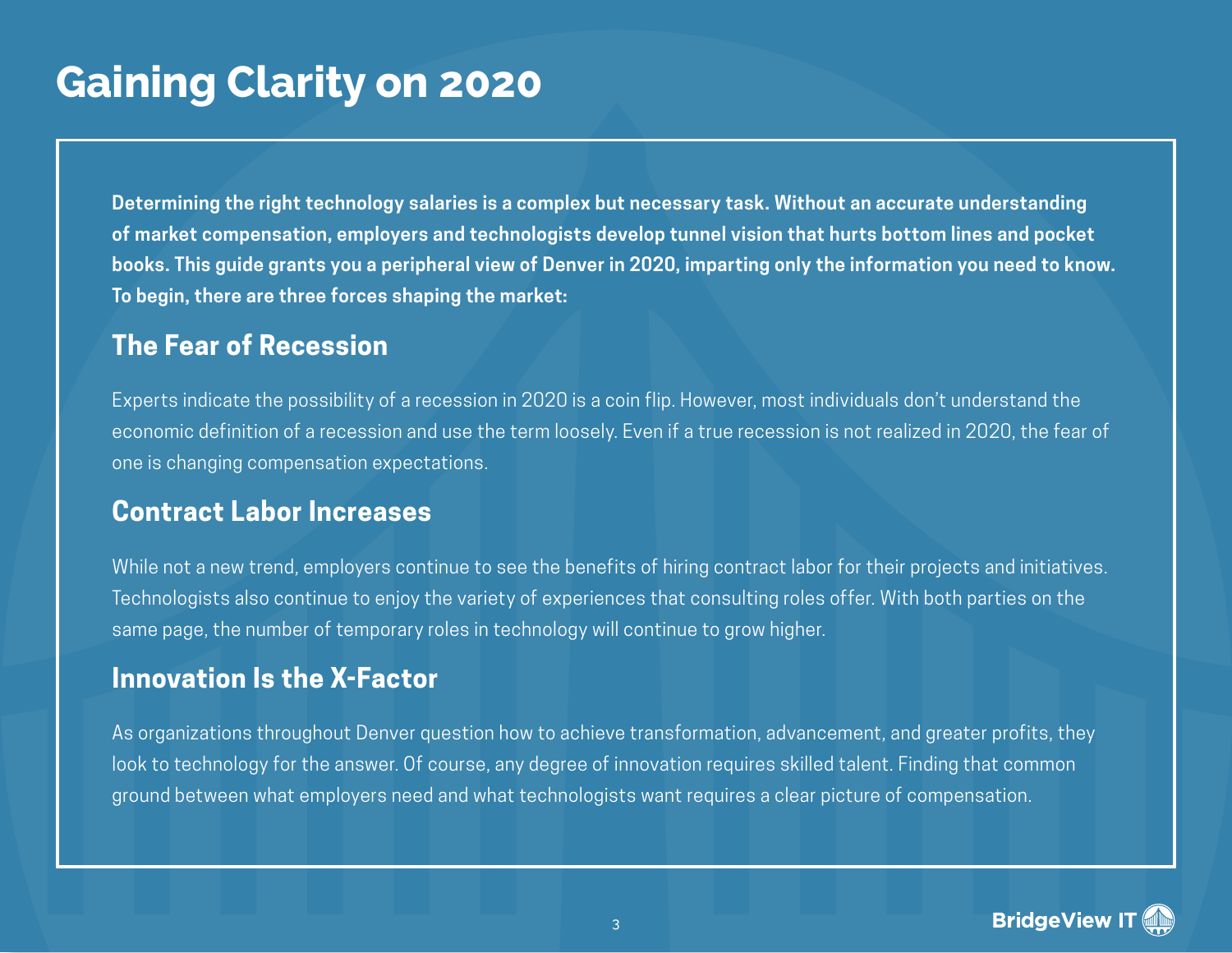# Gaining Clarity on 2020

**Determining the right technology salaries is a complex but necessary task. Without an accurate understanding of market compensation, employers and technologists develop tunnel vision that hurts bottom lines and pocket books. This guide grants you a peripheral view of Denver in 2020, imparting only the information you need to know. To begin, there are three forces shaping the market:**

## The Fear of Recession

Experts indicate the possibility of a recession in 2020 is a coin flip. However, most individuals don't understand the economic definition of a recession and use the term loosely. Even if a true recession is not realized in 2020, the fear of one is changing compensation expectations.

## Contract Labor Increases

While not a new trend, employers continue to see the benefits of hiring contract labor for their projects and initiatives. Technologists also continue to enjoy the variety of experiences that consulting roles offer. With both parties on the same page, the number of temporary roles in technology will continue to grow higher.

## Innovation Is the X-Factor

As organizations throughout Denver question how to achieve transformation, advancement, and greater profits, they look to technology for the answer. Of course, any degree of innovation requires skilled talent. Finding that common ground between what employers need and what technologists want requires a clear picture of compensation.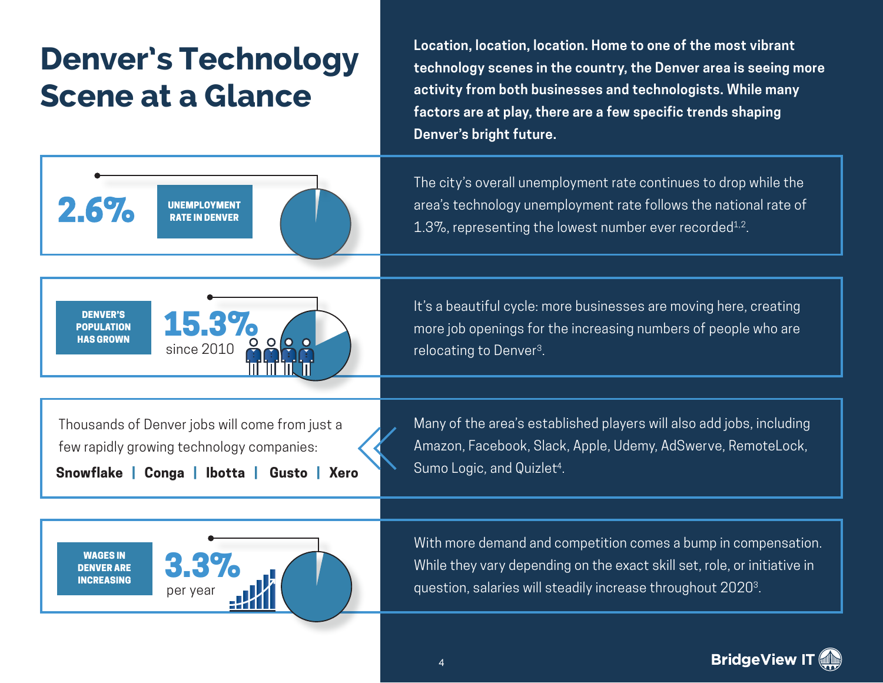# Denver's Technology Scene at a Glance

**Location, location, location. Home to one of the most vibrant technology scenes in the country, the Denver area is seeing more activity from both businesses and technologists. While many factors are at play, there are a few specific trends shaping Denver's bright future.**

**2.6%** UNEMPLOYMENT RATE IN DENVER

The city's overall unemployment rate continues to drop while the area's technology unemployment rate follows the national rate of 1.3%, representing the lowest number ever recorded[1,2].

DENVER'S POPULATION HAS GROWN **15.3%** since 2010

It's a beautiful cycle: more businesses are moving here, creating more job openings for the increasing numbers of people who are relocating to Denver[3].

Thousands of Denver jobs will come from just a few rapidly growing technology companies:

**Snowflake | Conga | Ibotta | Gusto | Xero**

Many of the area's established players will also add jobs, including Amazon, Facebook, Slack, Apple, Udemy, AdSwerve, RemoteLock, Sumo Logic, and Quizlet[4].

WAGES IN DENVER ARE INCREASING **3.3%** per year

With more demand and competition comes a bump in compensation. While they vary depending on the exact skill set, role, or initiative in question, salaries will steadily increase throughout 2020[3].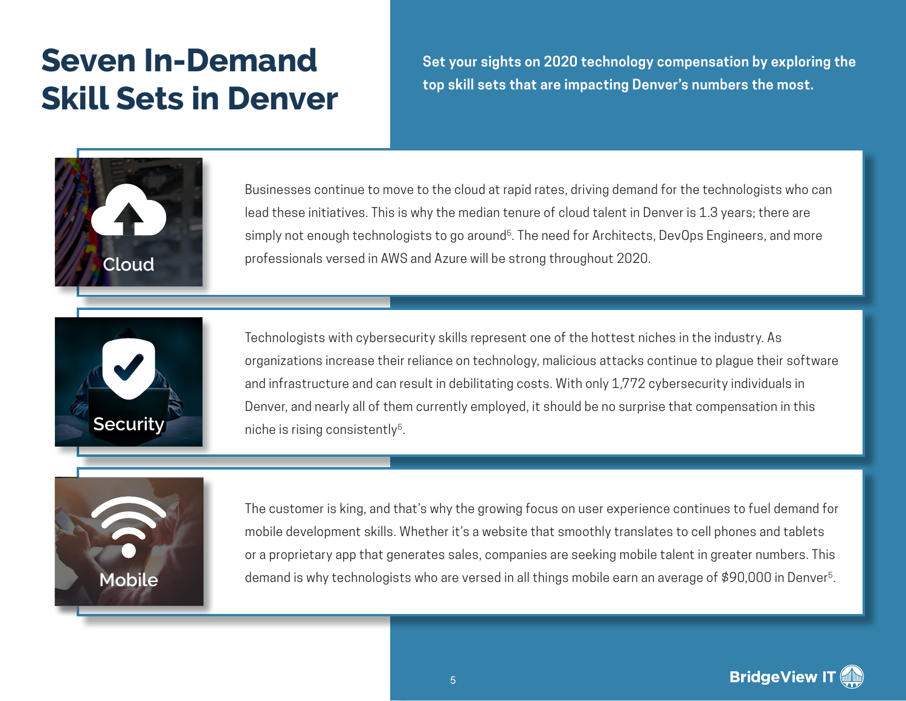# Seven In-Demand Skill Sets in Denver

**Set your sights on 2020 technology compensation by exploring the top skill sets that are impacting Denver's numbers the most.**

## Cloud

Businesses continue to move to the cloud at rapid rates, driving demand for the technologists who can lead these initiatives. This is why the median tenure of cloud talent in Denver is 1.3 years; there are simply not enough technologists to go around[5]. The need for Architects, DevOps Engineers, and more professionals versed in AWS and Azure will be strong throughout 2020.

## Security

Technologists with cybersecurity skills represent one of the hottest niches in the industry. As organizations increase their reliance on technology, malicious attacks continue to plague their software and infrastructure and can result in debilitating costs. With only 1,772 cybersecurity individuals in Denver, and nearly all of them currently employed, it should be no surprise that compensation in this niche is rising consistently[5].

## Mobile

The customer is king, and that's why the growing focus on user experience continues to fuel demand for mobile development skills. Whether it's a website that smoothly translates to cell phones and tablets or a proprietary app that generates sales, companies are seeking mobile talent in greater numbers. This demand is why technologists who are versed in all things mobile earn an average of $90,000 in Denver[5].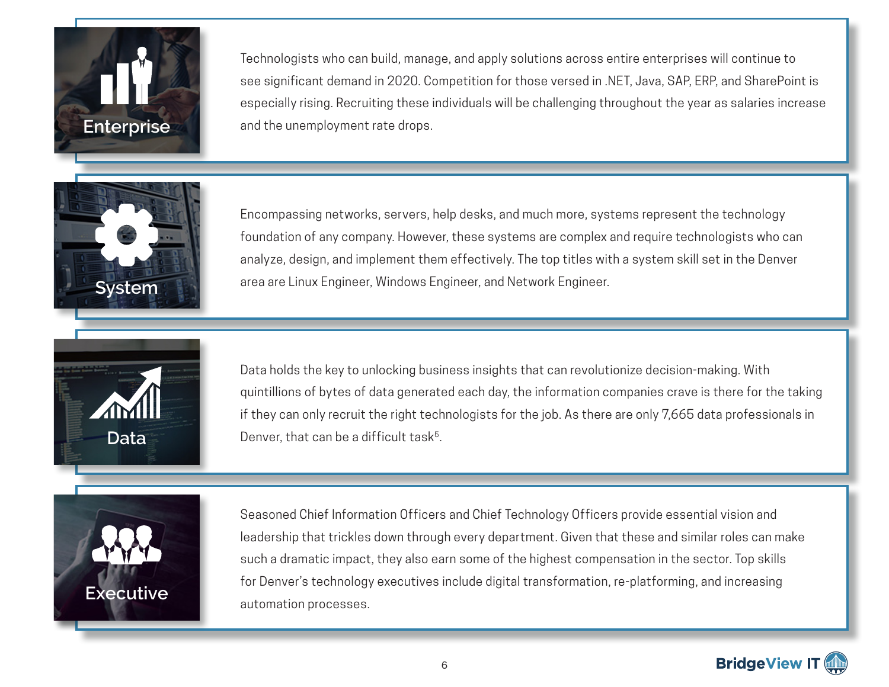## Enterprise

Technologists who can build, manage, and apply solutions across entire enterprises will continue to see significant demand in 2020. Competition for those versed in .NET, Java, SAP, ERP, and SharePoint is especially rising. Recruiting these individuals will be challenging throughout the year as salaries increase and the unemployment rate drops.

## System

Encompassing networks, servers, help desks, and much more, systems represent the technology foundation of any company. However, these systems are complex and require technologists who can analyze, design, and implement them effectively. The top titles with a system skill set in the Denver area are Linux Engineer, Windows Engineer, and Network Engineer.

## Data

Data holds the key to unlocking business insights that can revolutionize decision-making. With quintillions of bytes of data generated each day, the information companies crave is there for the taking if they can only recruit the right technologists for the job. As there are only 7,665 data professionals in Denver, that can be a difficult task[5].

## Executive

Seasoned Chief Information Officers and Chief Technology Officers provide essential vision and leadership that trickles down through every department. Given that these and similar roles can make such a dramatic impact, they also earn some of the highest compensation in the sector. Top skills for Denver's technology executives include digital transformation, re-platforming, and increasing automation processes.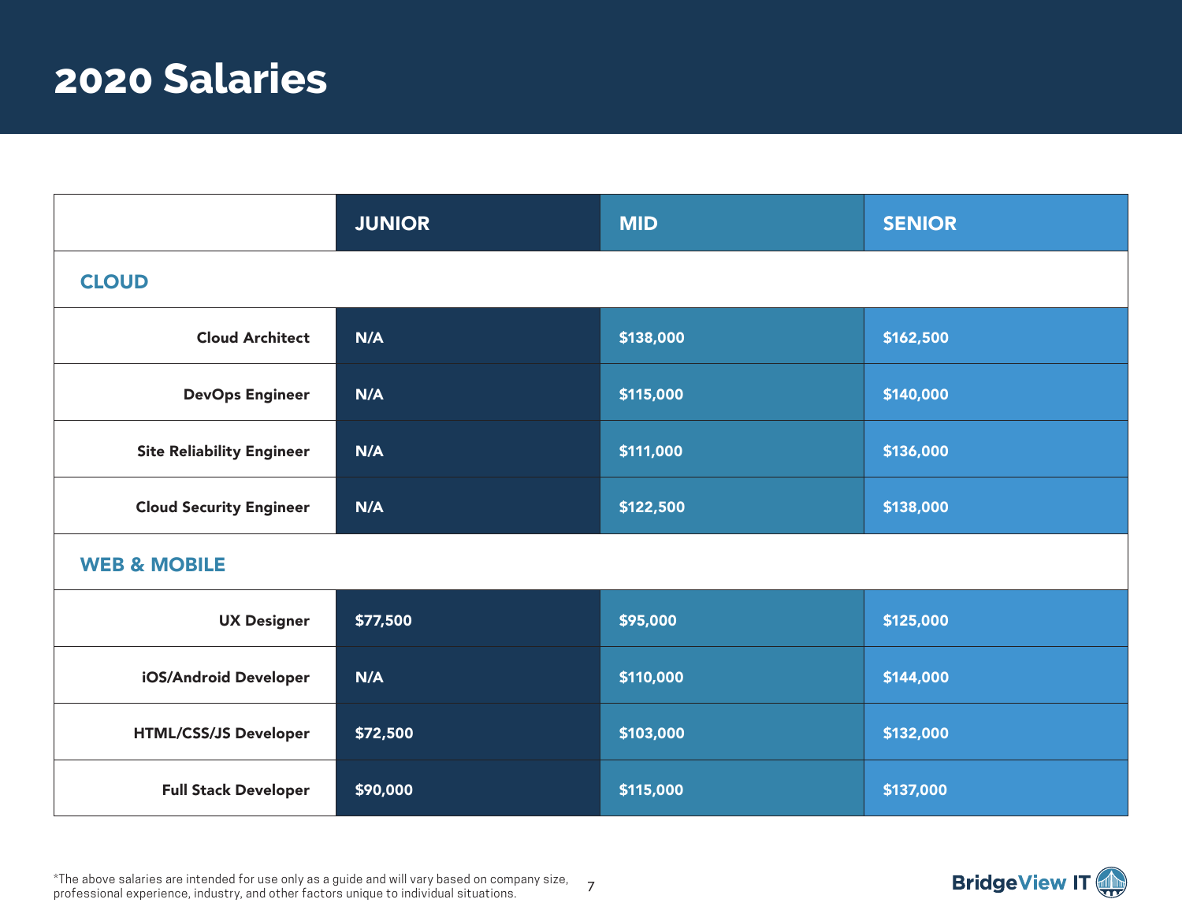# 2020 Salaries

| | JUNIOR | MID | SENIOR |
|---|---|---|---|
| **CLOUD** | | | |
| Cloud Architect | N/A | $138,000 | $162,500 |
| DevOps Engineer | N/A | $115,000 | $140,000 |
| Site Reliability Engineer | N/A | $111,000 | $136,000 |
| Cloud Security Engineer | N/A | $122,500 | $138,000 |
| **WEB & MOBILE** | | | |
| UX Designer | $77,500 | $95,000 | $125,000 |
| iOS/Android Developer | N/A | $110,000 | $144,000 |
| HTML/CSS/JS Developer | $72,500 | $103,000 | $132,000 |
| Full Stack Developer | $90,000 | $115,000 | $137,000 |

*The above salaries are intended for use only as a guide and will vary based on company size, professional experience, industry, and other factors unique to individual situations.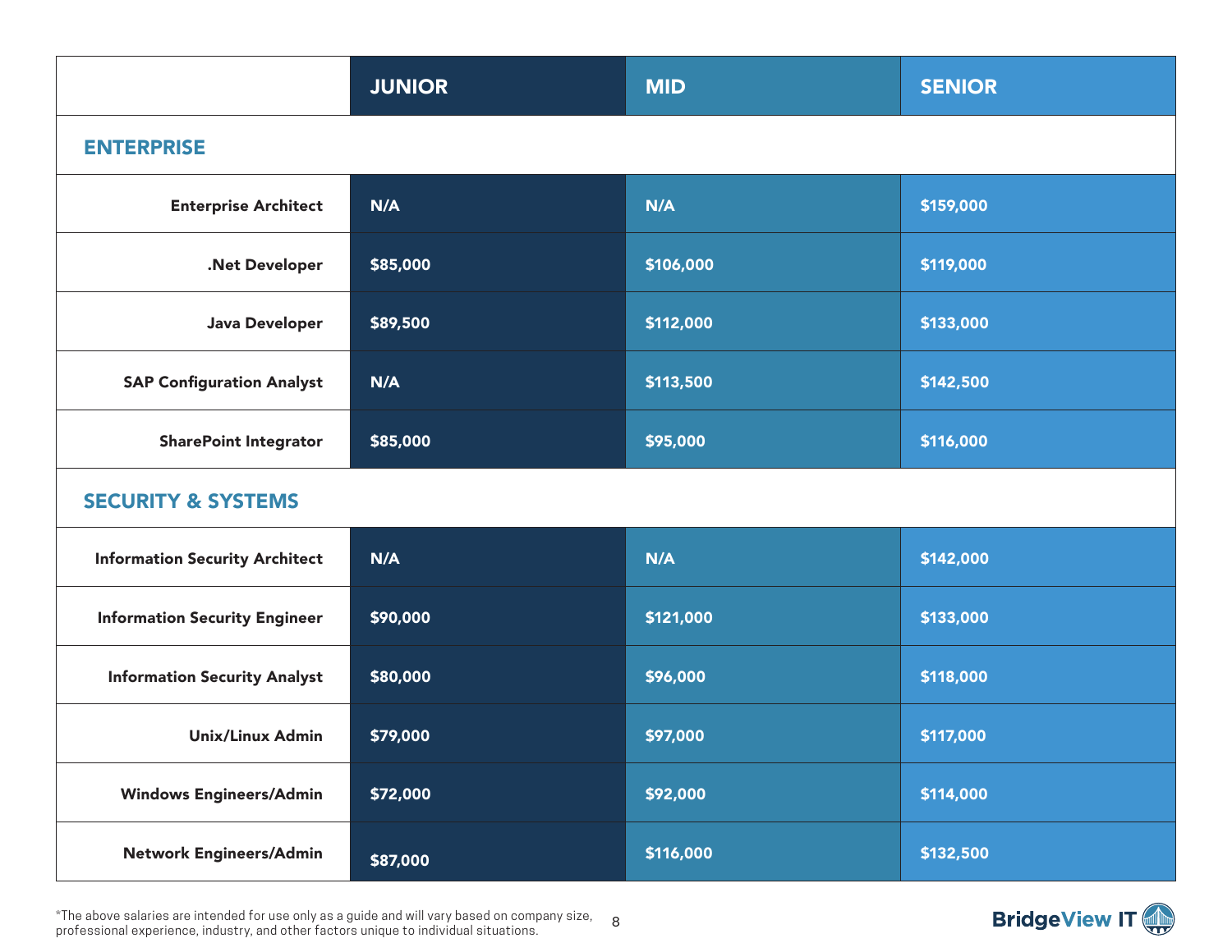| | JUNIOR | MID | SENIOR |
|---|---|---|---|
| **ENTERPRISE** | | | |
| Enterprise Architect | N/A | N/A | $159,000 |
| .Net Developer | $85,000 | $106,000 | $119,000 |
| Java Developer | $89,500 | $112,000 | $133,000 |
| SAP Configuration Analyst | N/A | $113,500 | $142,500 |
| SharePoint Integrator | $85,000 | $95,000 | $116,000 |
| **SECURITY & SYSTEMS** | | | |
| Information Security Architect | N/A | N/A | $142,000 |
| Information Security Engineer | $90,000 | $121,000 | $133,000 |
| Information Security Analyst | $80,000 | $96,000 | $118,000 |
| Unix/Linux Admin | $79,000 | $97,000 | $117,000 |
| Windows Engineers/Admin | $72,000 | $92,000 | $114,000 |
| Network Engineers/Admin | $87,000 | $116,000 | $132,500 |

*The above salaries are intended for use only as a guide and will vary based on company size, professional experience, industry, and other factors unique to individual situations.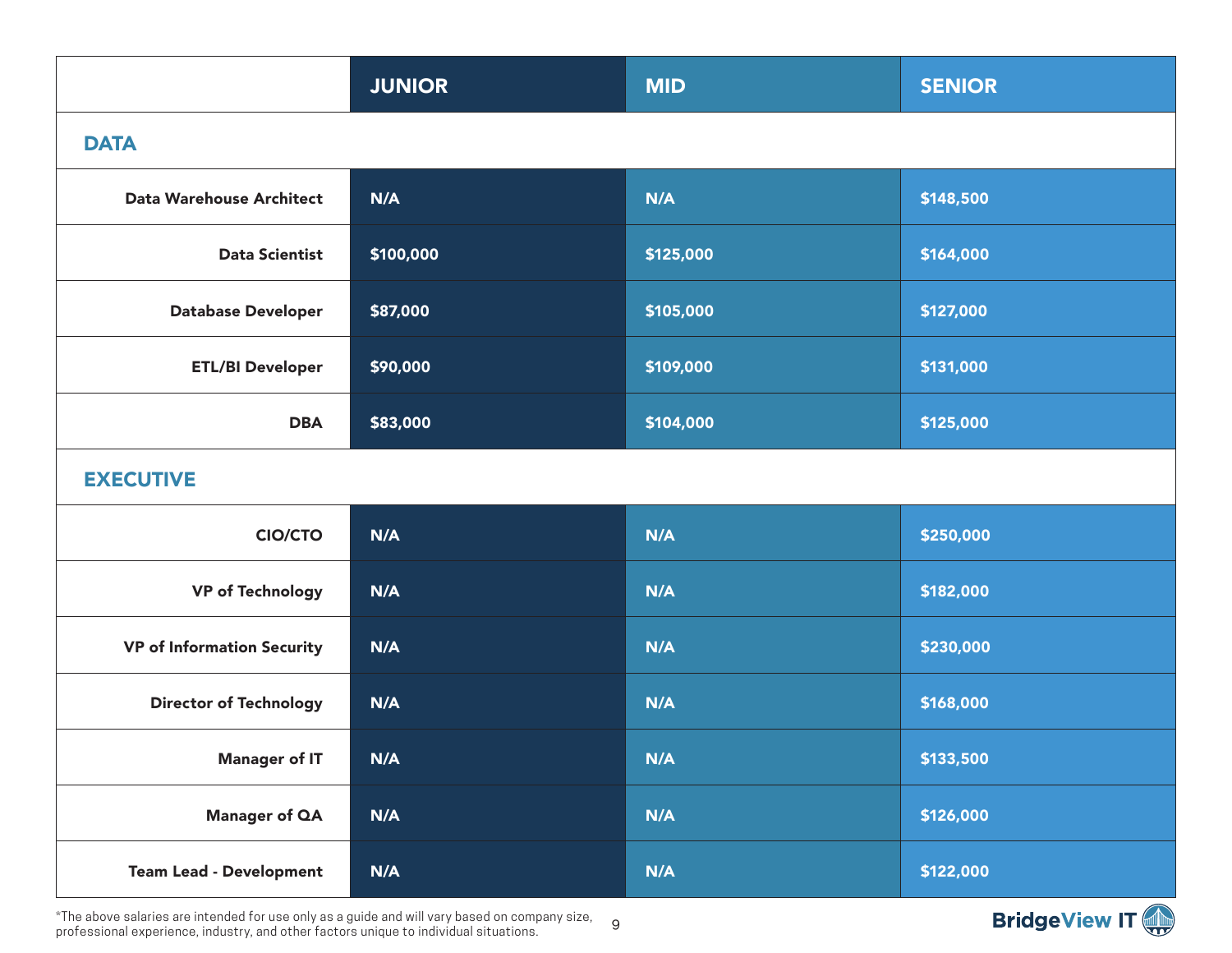| | JUNIOR | MID | SENIOR |
|---|---|---|---|
| **DATA** | | | |
| **Data Warehouse Architect** | N/A | N/A | $148,500 |
| **Data Scientist** | $100,000 | $125,000 | $164,000 |
| **Database Developer** | $87,000 | $105,000 | $127,000 |
| **ETL/BI Developer** | $90,000 | $109,000 | $131,000 |
| **DBA** | $83,000 | $104,000 | $125,000 |
| **EXECUTIVE** | | | |
| **CIO/CTO** | N/A | N/A | $250,000 |
| **VP of Technology** | N/A | N/A | $182,000 |
| **VP of Information Security** | N/A | N/A | $230,000 |
| **Director of Technology** | N/A | N/A | $168,000 |
| **Manager of IT** | N/A | N/A | $133,500 |
| **Manager of QA** | N/A | N/A | $126,000 |
| **Team Lead - Development** | N/A | N/A | $122,000 |

*The above salaries are intended for use only as a guide and will vary based on company size, professional experience, industry, and other factors unique to individual situations.

BridgeView IT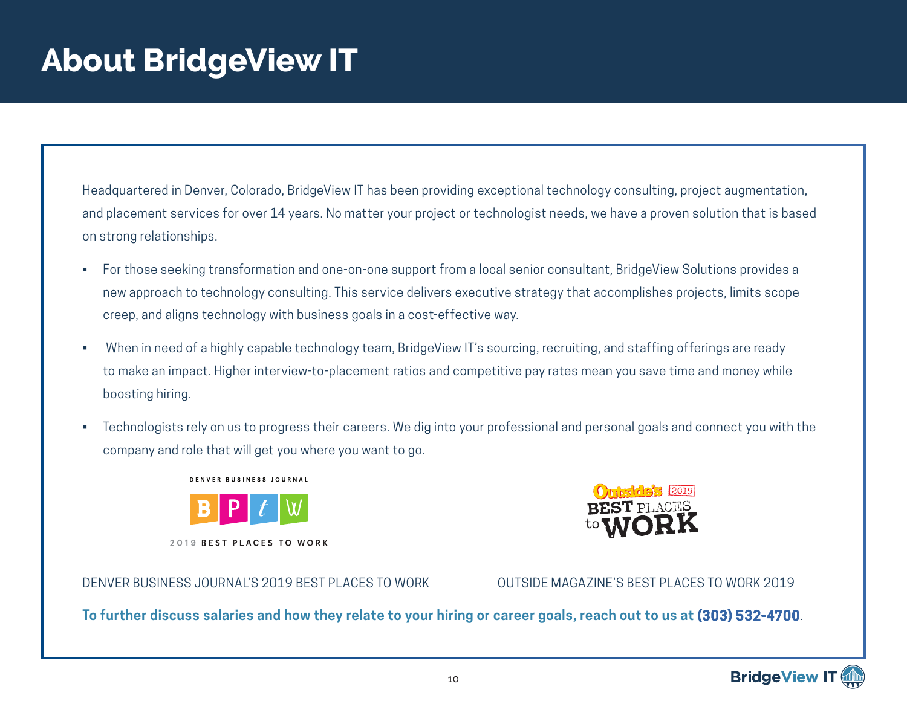# About BridgeView IT

Headquartered in Denver, Colorado, BridgeView IT has been providing exceptional technology consulting, project augmentation, and placement services for over 14 years. No matter your project or technologist needs, we have a proven solution that is based on strong relationships.

- For those seeking transformation and one-on-one support from a local senior consultant, BridgeView Solutions provides a new approach to technology consulting. This service delivers executive strategy that accomplishes projects, limits scope creep, and aligns technology with business goals in a cost-effective way.
- When in need of a highly capable technology team, BridgeView IT's sourcing, recruiting, and staffing offerings are ready to make an impact. Higher interview-to-placement ratios and competitive pay rates mean you save time and money while boosting hiring.
- Technologists rely on us to progress their careers. We dig into your professional and personal goals and connect you with the company and role that will get you where you want to go.

DENVER BUSINESS JOURNAL'S 2019 BEST PLACES TO WORK

OUTSIDE MAGAZINE'S BEST PLACES TO WORK 2019

**To further discuss salaries and how they relate to your hiring or career goals, reach out to us at (303) 532-4700.**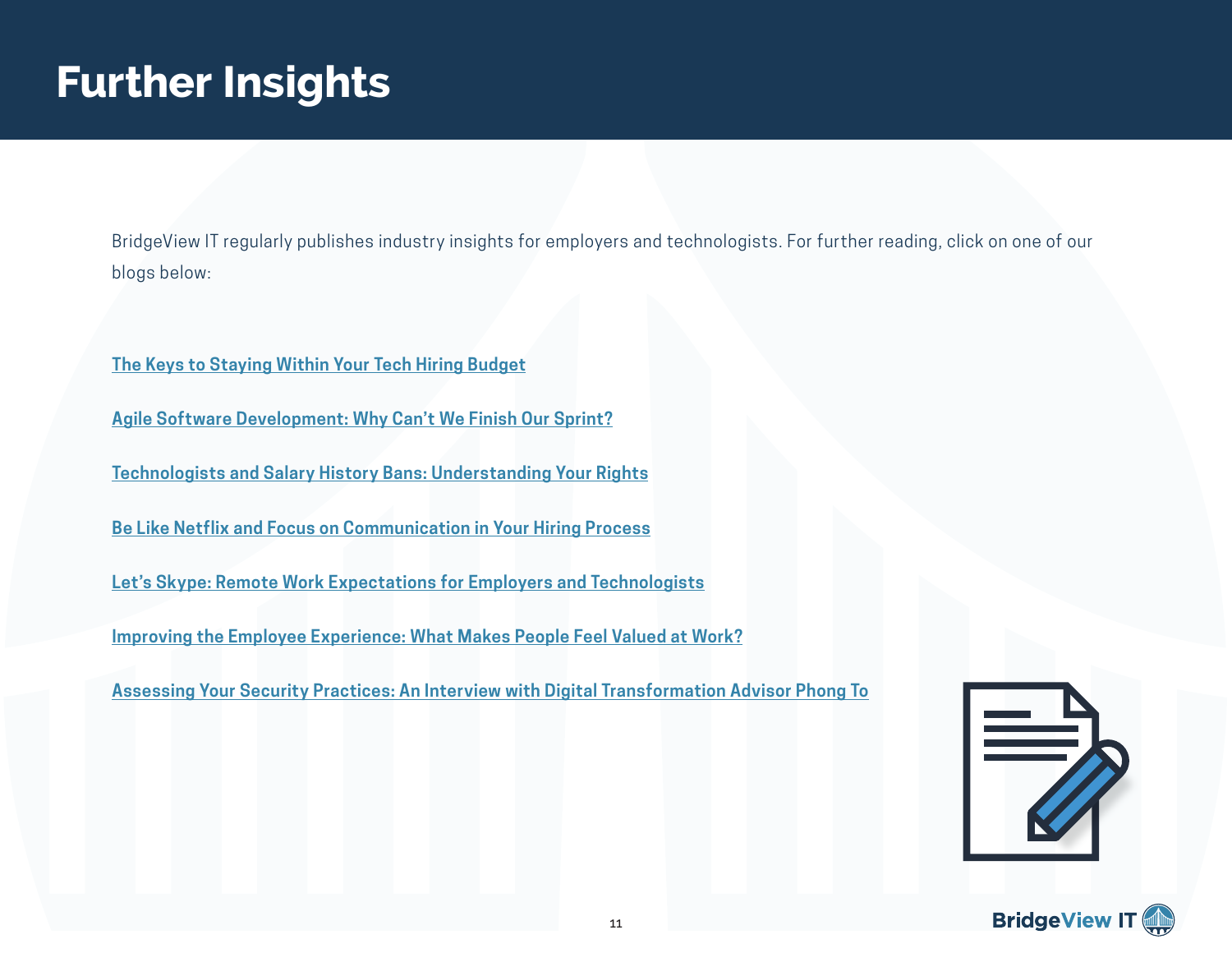# Further Insights

BridgeView IT regularly publishes industry insights for employers and technologists. For further reading, click on one of our blogs below:

The Keys to Staying Within Your Tech Hiring Budget

Agile Software Development: Why Can't We Finish Our Sprint?

Technologists and Salary History Bans: Understanding Your Rights

Be Like Netflix and Focus on Communication in Your Hiring Process

Let's Skype: Remote Work Expectations for Employers and Technologists

Improving the Employee Experience: What Makes People Feel Valued at Work?

Assessing Your Security Practices: An Interview with Digital Transformation Advisor Phong To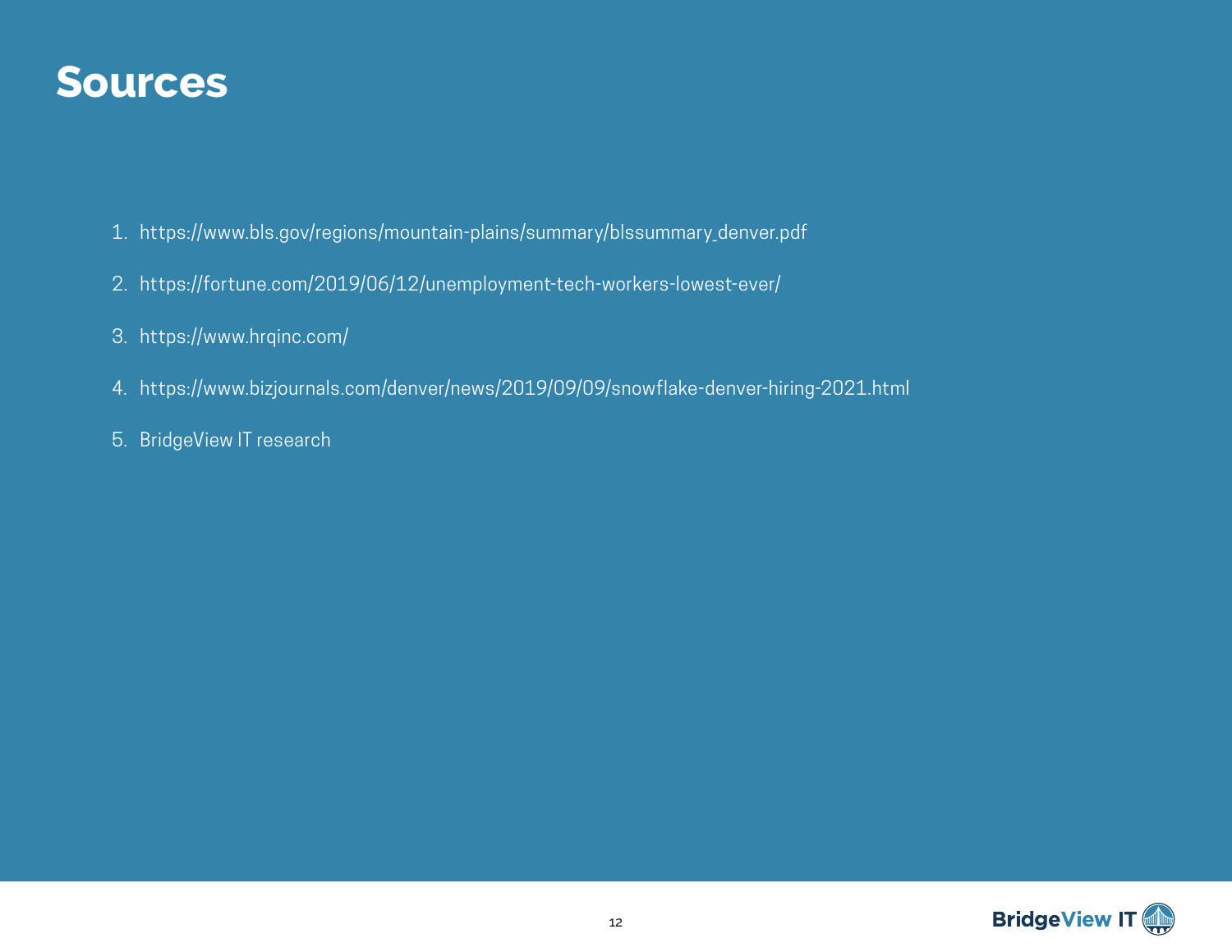# Sources

1. https://www.bls.gov/regions/mountain-plains/summary/blssummary_denver.pdf
2. https://fortune.com/2019/06/12/unemployment-tech-workers-lowest-ever/
3. https://www.hrqinc.com/
4. https://www.bizjournals.com/denver/news/2019/09/09/snowflake-denver-hiring-2021.html
5. BridgeView IT research